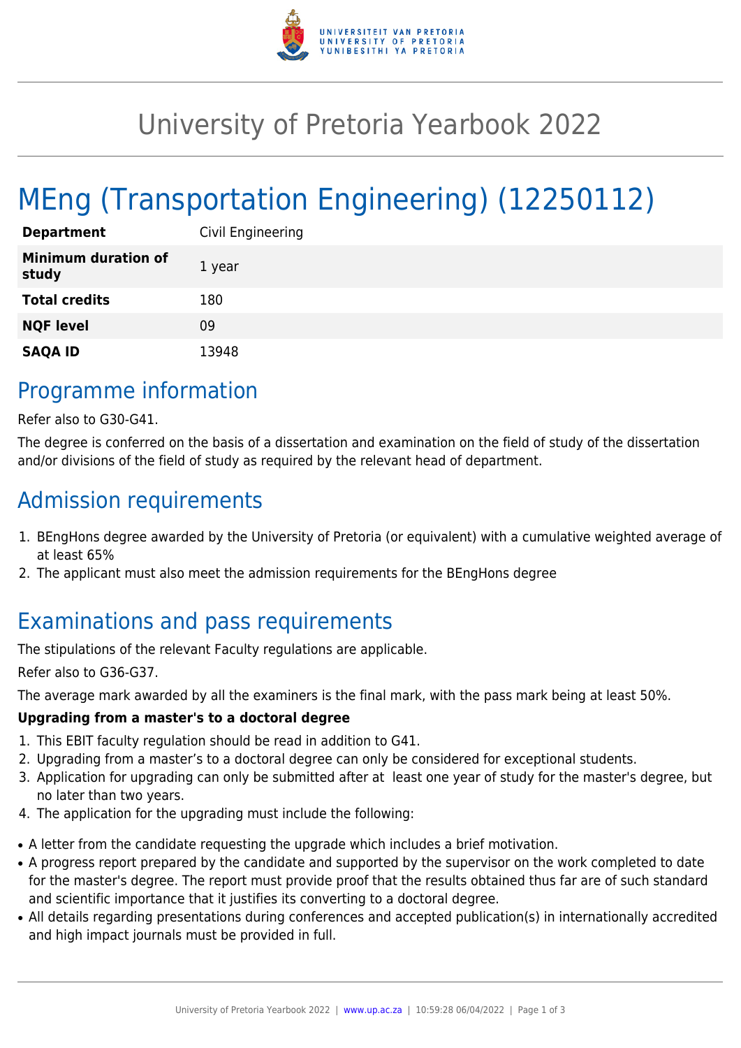# University of Pretoria Yearbook 2022

# MEng (Transportation Engineering) (12250112)

| | |
|---|---|
| **Department** | Civil Engineering |
| **Minimum duration of study** | 1 year |
| **Total credits** | 180 |
| **NQF level** | 09 |
| **SAQA ID** | 13948 |

## Programme information

Refer also to G30-G41.

The degree is conferred on the basis of a dissertation and examination on the field of study of the dissertation and/or divisions of the field of study as required by the relevant head of department.

## Admission requirements

1. BEngHons degree awarded by the University of Pretoria (or equivalent) with a cumulative weighted average of at least 65%
2. The applicant must also meet the admission requirements for the BEngHons degree

## Examinations and pass requirements

The stipulations of the relevant Faculty regulations are applicable.

Refer also to G36-G37.

The average mark awarded by all the examiners is the final mark, with the pass mark being at least 50%.

**Upgrading from a master's to a doctoral degree**

1. This EBIT faculty regulation should be read in addition to G41.
2. Upgrading from a master's to a doctoral degree can only be considered for exceptional students.
3. Application for upgrading can only be submitted after at least one year of study for the master's degree, but no later than two years.
4. The application for the upgrading must include the following:

- A letter from the candidate requesting the upgrade which includes a brief motivation.
- A progress report prepared by the candidate and supported by the supervisor on the work completed to date for the master's degree. The report must provide proof that the results obtained thus far are of such standard and scientific importance that it justifies its converting to a doctoral degree.
- All details regarding presentations during conferences and accepted publication(s) in internationally accredited and high impact journals must be provided in full.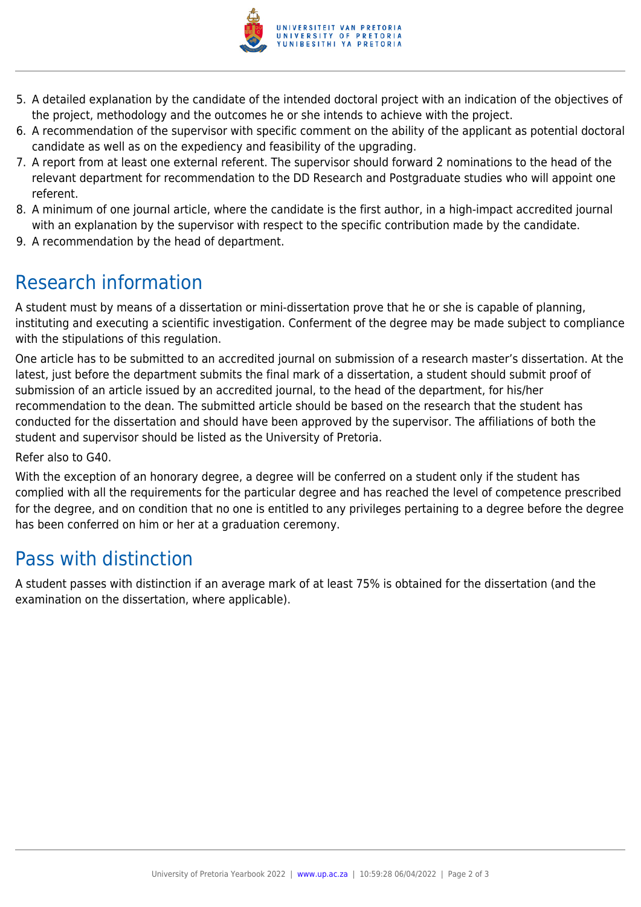5. A detailed explanation by the candidate of the intended doctoral project with an indication of the objectives of the project, methodology and the outcomes he or she intends to achieve with the project.
6. A recommendation of the supervisor with specific comment on the ability of the applicant as potential doctoral candidate as well as on the expediency and feasibility of the upgrading.
7. A report from at least one external referent. The supervisor should forward 2 nominations to the head of the relevant department for recommendation to the DD Research and Postgraduate studies who will appoint one referent.
8. A minimum of one journal article, where the candidate is the first author, in a high-impact accredited journal with an explanation by the supervisor with respect to the specific contribution made by the candidate.
9. A recommendation by the head of department.

## Research information

A student must by means of a dissertation or mini-dissertation prove that he or she is capable of planning, instituting and executing a scientific investigation. Conferment of the degree may be made subject to compliance with the stipulations of this regulation.

One article has to be submitted to an accredited journal on submission of a research master's dissertation. At the latest, just before the department submits the final mark of a dissertation, a student should submit proof of submission of an article issued by an accredited journal, to the head of the department, for his/her recommendation to the dean. The submitted article should be based on the research that the student has conducted for the dissertation and should have been approved by the supervisor. The affiliations of both the student and supervisor should be listed as the University of Pretoria.

Refer also to G40.

With the exception of an honorary degree, a degree will be conferred on a student only if the student has complied with all the requirements for the particular degree and has reached the level of competence prescribed for the degree, and on condition that no one is entitled to any privileges pertaining to a degree before the degree has been conferred on him or her at a graduation ceremony.

## Pass with distinction

A student passes with distinction if an average mark of at least 75% is obtained for the dissertation (and the examination on the dissertation, where applicable).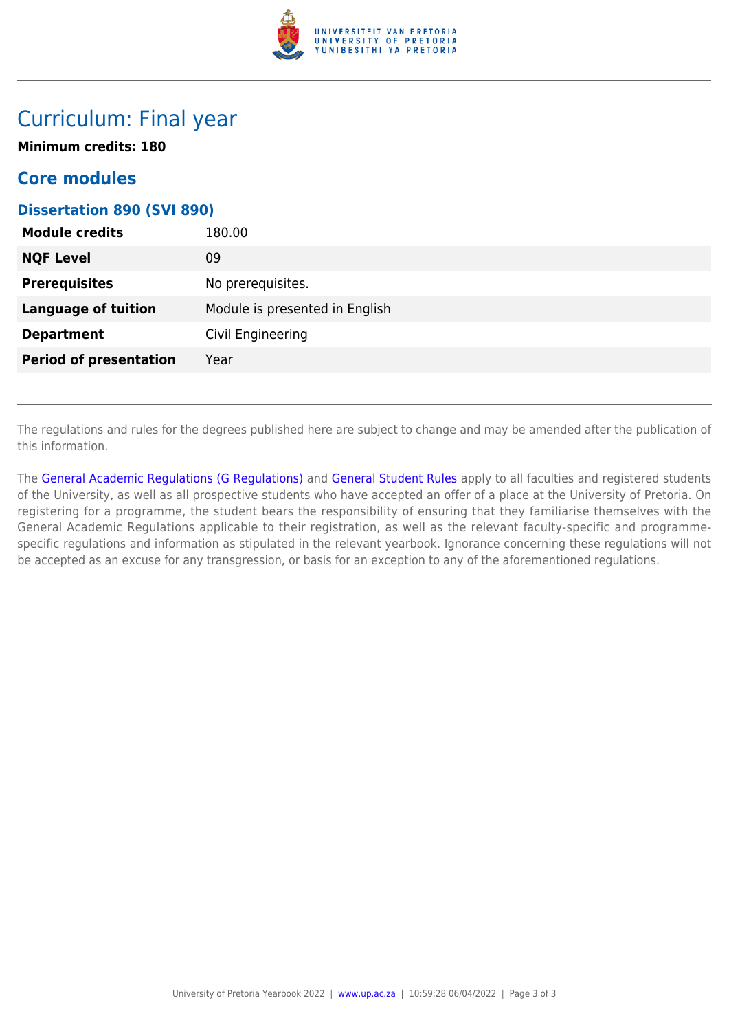# Curriculum: Final year

**Minimum credits: 180**

## Core modules

### Dissertation 890 (SVI 890)

| | |
|---|---|
| **Module credits** | 180.00 |
| **NQF Level** | 09 |
| **Prerequisites** | No prerequisites. |
| **Language of tuition** | Module is presented in English |
| **Department** | Civil Engineering |
| **Period of presentation** | Year |

The regulations and rules for the degrees published here are subject to change and may be amended after the publication of this information.

The General Academic Regulations (G Regulations) and General Student Rules apply to all faculties and registered students of the University, as well as all prospective students who have accepted an offer of a place at the University of Pretoria. On registering for a programme, the student bears the responsibility of ensuring that they familiarise themselves with the General Academic Regulations applicable to their registration, as well as the relevant faculty-specific and programme-specific regulations and information as stipulated in the relevant yearbook. Ignorance concerning these regulations will not be accepted as an excuse for any transgression, or basis for an exception to any of the aforementioned regulations.